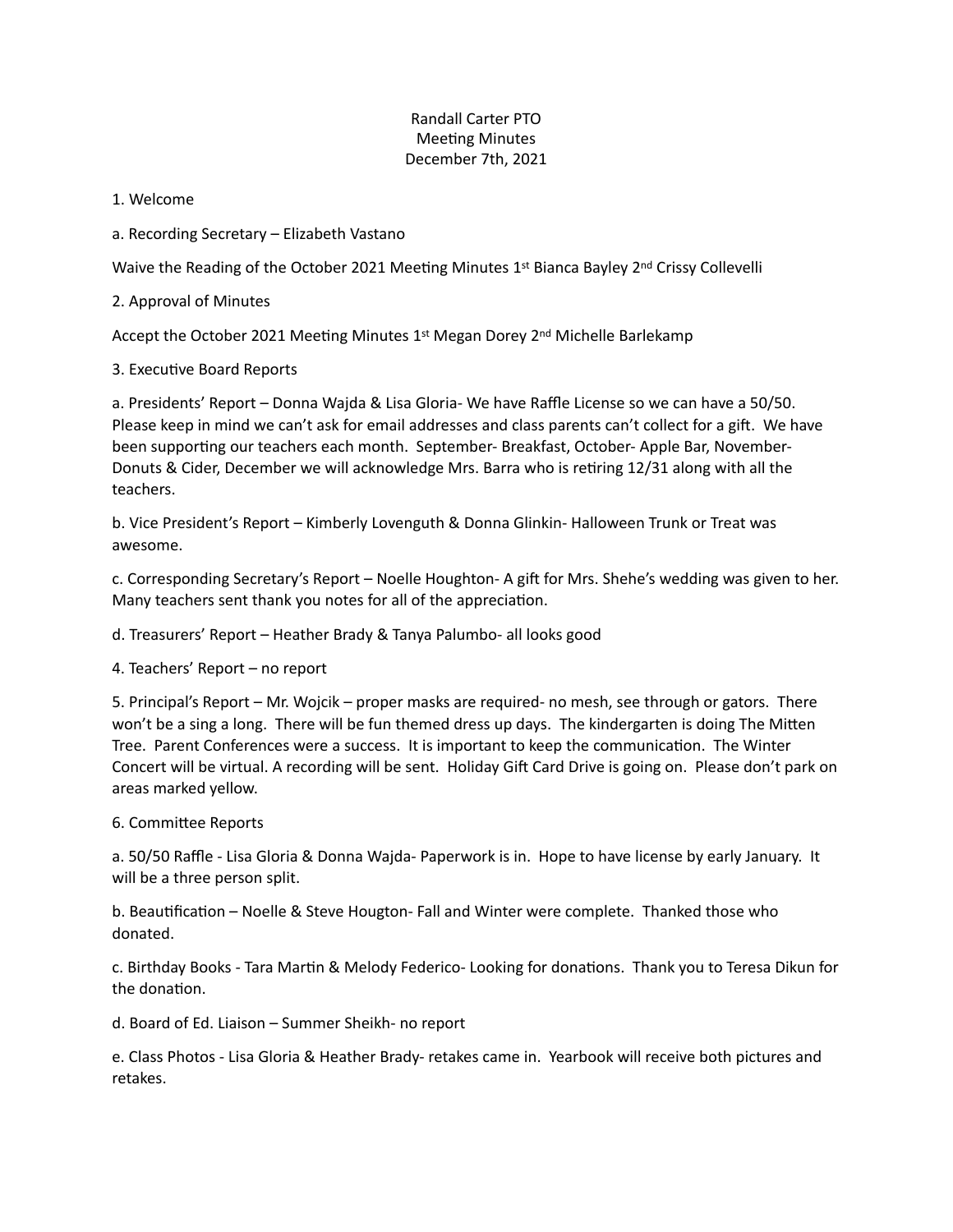Randall Carter PTO
Meeting Minutes
December 7th, 2021

1. Welcome

a. Recording Secretary – Elizabeth Vastano

Waive the Reading of the October 2021 Meeting Minutes 1st Bianca Bayley 2nd Crissy Collevelli

2. Approval of Minutes

Accept the October 2021 Meeting Minutes 1st Megan Dorey 2nd Michelle Barlekamp

3. Executive Board Reports

a. Presidents' Report – Donna Wajda & Lisa Gloria- We have Raffle License so we can have a 50/50. Please keep in mind we can't ask for email addresses and class parents can't collect for a gift. We have been supporting our teachers each month. September- Breakfast, October- Apple Bar, November- Donuts & Cider, December we will acknowledge Mrs. Barra who is retiring 12/31 along with all the teachers.

b. Vice President's Report – Kimberly Lovenguth & Donna Glinkin- Halloween Trunk or Treat was awesome.

c. Corresponding Secretary's Report – Noelle Houghton- A gift for Mrs. Shehe's wedding was given to her. Many teachers sent thank you notes for all of the appreciation.

d. Treasurers' Report – Heather Brady & Tanya Palumbo- all looks good

4. Teachers' Report – no report

5. Principal's Report – Mr. Wojcik – proper masks are required- no mesh, see through or gators. There won't be a sing a long. There will be fun themed dress up days. The kindergarten is doing The Mitten Tree. Parent Conferences were a success. It is important to keep the communication. The Winter Concert will be virtual. A recording will be sent. Holiday Gift Card Drive is going on. Please don't park on areas marked yellow.

6. Committee Reports

a. 50/50 Raffle - Lisa Gloria & Donna Wajda- Paperwork is in. Hope to have license by early January. It will be a three person split.

b. Beautification – Noelle & Steve Hougton- Fall and Winter were complete. Thanked those who donated.

c. Birthday Books - Tara Martin & Melody Federico- Looking for donations. Thank you to Teresa Dikun for the donation.

d. Board of Ed. Liaison – Summer Sheikh- no report

e. Class Photos - Lisa Gloria & Heather Brady- retakes came in. Yearbook will receive both pictures and retakes.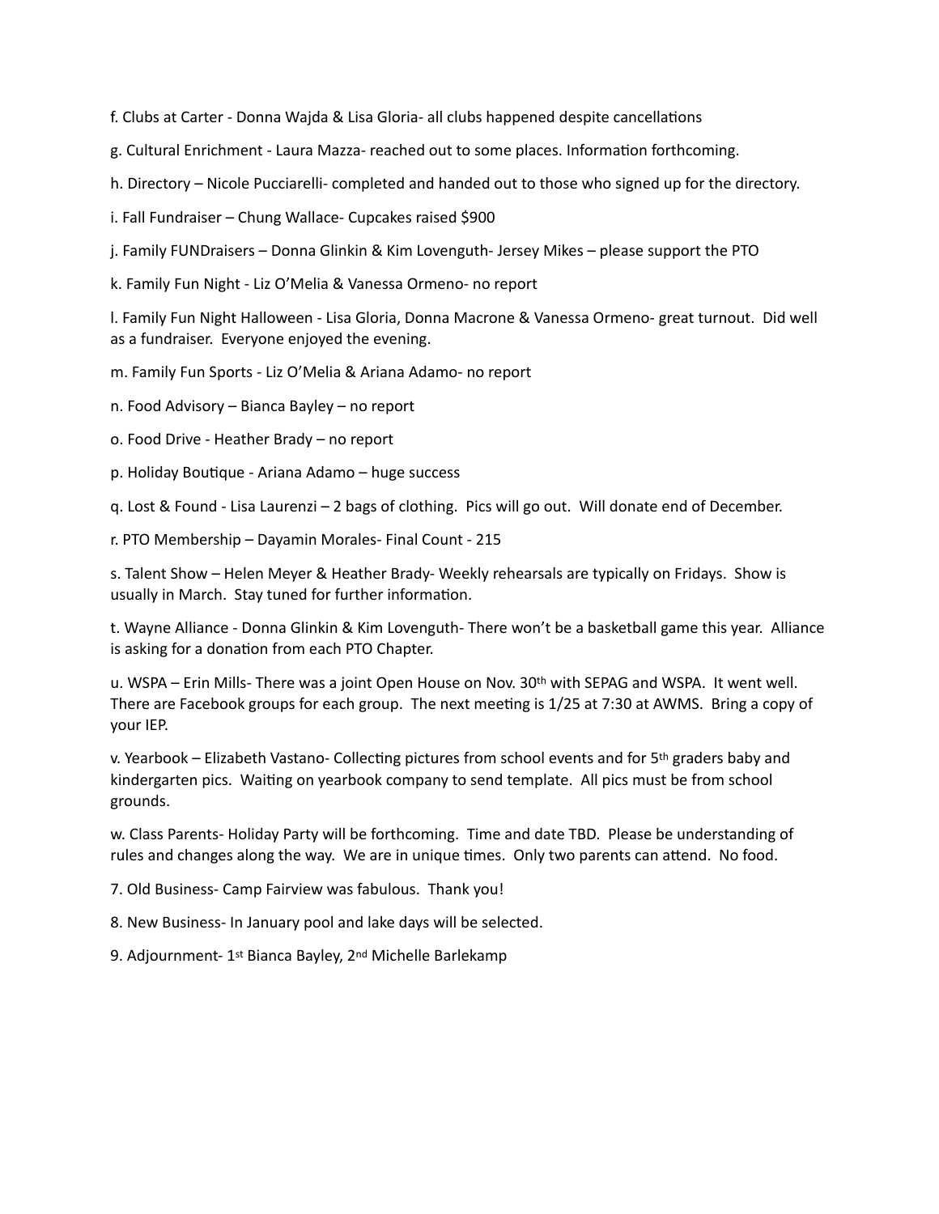f. Clubs at Carter - Donna Wajda & Lisa Gloria- all clubs happened despite cancellations

g. Cultural Enrichment - Laura Mazza- reached out to some places. Information forthcoming.

h. Directory – Nicole Pucciarelli- completed and handed out to those who signed up for the directory.

i. Fall Fundraiser – Chung Wallace- Cupcakes raised $900

j. Family FUNDraisers – Donna Glinkin & Kim Lovenguth- Jersey Mikes – please support the PTO

k. Family Fun Night - Liz O'Melia & Vanessa Ormeno- no report

l. Family Fun Night Halloween - Lisa Gloria, Donna Macrone & Vanessa Ormeno- great turnout. Did well as a fundraiser. Everyone enjoyed the evening.

m. Family Fun Sports - Liz O'Melia & Ariana Adamo- no report

n. Food Advisory – Bianca Bayley – no report

o. Food Drive - Heather Brady – no report

p. Holiday Boutique - Ariana Adamo – huge success

q. Lost & Found - Lisa Laurenzi – 2 bags of clothing. Pics will go out. Will donate end of December.

r. PTO Membership – Dayamin Morales- Final Count - 215

s. Talent Show – Helen Meyer & Heather Brady- Weekly rehearsals are typically on Fridays. Show is usually in March. Stay tuned for further information.

t. Wayne Alliance - Donna Glinkin & Kim Lovenguth- There won't be a basketball game this year. Alliance is asking for a donation from each PTO Chapter.

u. WSPA – Erin Mills- There was a joint Open House on Nov. 30th with SEPAG and WSPA. It went well. There are Facebook groups for each group. The next meeting is 1/25 at 7:30 at AWMS. Bring a copy of your IEP.

v. Yearbook – Elizabeth Vastano- Collecting pictures from school events and for 5th graders baby and kindergarten pics. Waiting on yearbook company to send template. All pics must be from school grounds.

w. Class Parents- Holiday Party will be forthcoming. Time and date TBD. Please be understanding of rules and changes along the way. We are in unique times. Only two parents can attend. No food.

7. Old Business- Camp Fairview was fabulous. Thank you!

8. New Business- In January pool and lake days will be selected.

9. Adjournment- 1st Bianca Bayley, 2nd Michelle Barlekamp